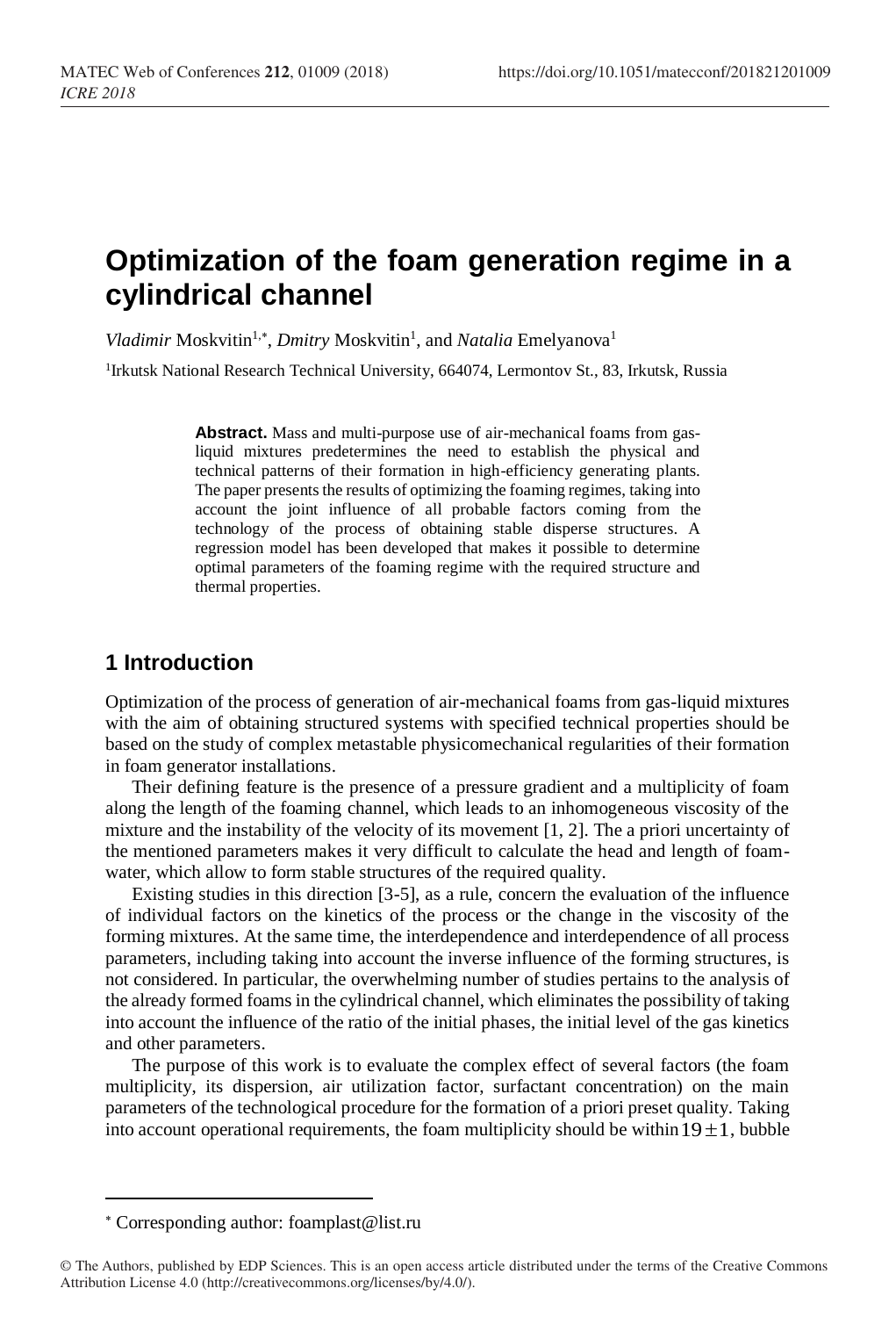# Optimization of the foam generation regime in a cylindrical channel

*Vladimir* Moskvitin[1,*], *Dmitry* Moskvitin[1], and *Natalia* Emelyanova[1]

[1]Irkutsk National Research Technical University, 664074, Lermontov St., 83, Irkutsk, Russia

**Abstract.** Mass and multi-purpose use of air-mechanical foams from gas-liquid mixtures predetermines the need to establish the physical and technical patterns of their formation in high-efficiency generating plants. The paper presents the results of optimizing the foaming regimes, taking into account the joint influence of all probable factors coming from the technology of the process of obtaining stable disperse structures. A regression model has been developed that makes it possible to determine optimal parameters of the foaming regime with the required structure and thermal properties.

## 1 Introduction

Optimization of the process of generation of air-mechanical foams from gas-liquid mixtures with the aim of obtaining structured systems with specified technical properties should be based on the study of complex metastable physicomechanical regularities of their formation in foam generator installations.

Their defining feature is the presence of a pressure gradient and a multiplicity of foam along the length of the foaming channel, which leads to an inhomogeneous viscosity of the mixture and the instability of the velocity of its movement [1, 2]. The a priori uncertainty of the mentioned parameters makes it very difficult to calculate the head and length of foam-water, which allow to form stable structures of the required quality.

Existing studies in this direction [3-5], as a rule, concern the evaluation of the influence of individual factors on the kinetics of the process or the change in the viscosity of the forming mixtures. At the same time, the interdependence and interdependence of all process parameters, including taking into account the inverse influence of the forming structures, is not considered. In particular, the overwhelming number of studies pertains to the analysis of the already formed foams in the cylindrical channel, which eliminates the possibility of taking into account the influence of the ratio of the initial phases, the initial level of the gas kinetics and other parameters.

The purpose of this work is to evaluate the complex effect of several factors (the foam multiplicity, its dispersion, air utilization factor, surfactant concentration) on the main parameters of the technological procedure for the formation of a priori preset quality. Taking into account operational requirements, the foam multiplicity should be within $19 \pm 1$, bubble

---

* Corresponding author: foamplast@list.ru

© The Authors, published by EDP Sciences. This is an open access article distributed under the terms of the Creative Commons Attribution License 4.0 (http://creativecommons.org/licenses/by/4.0/).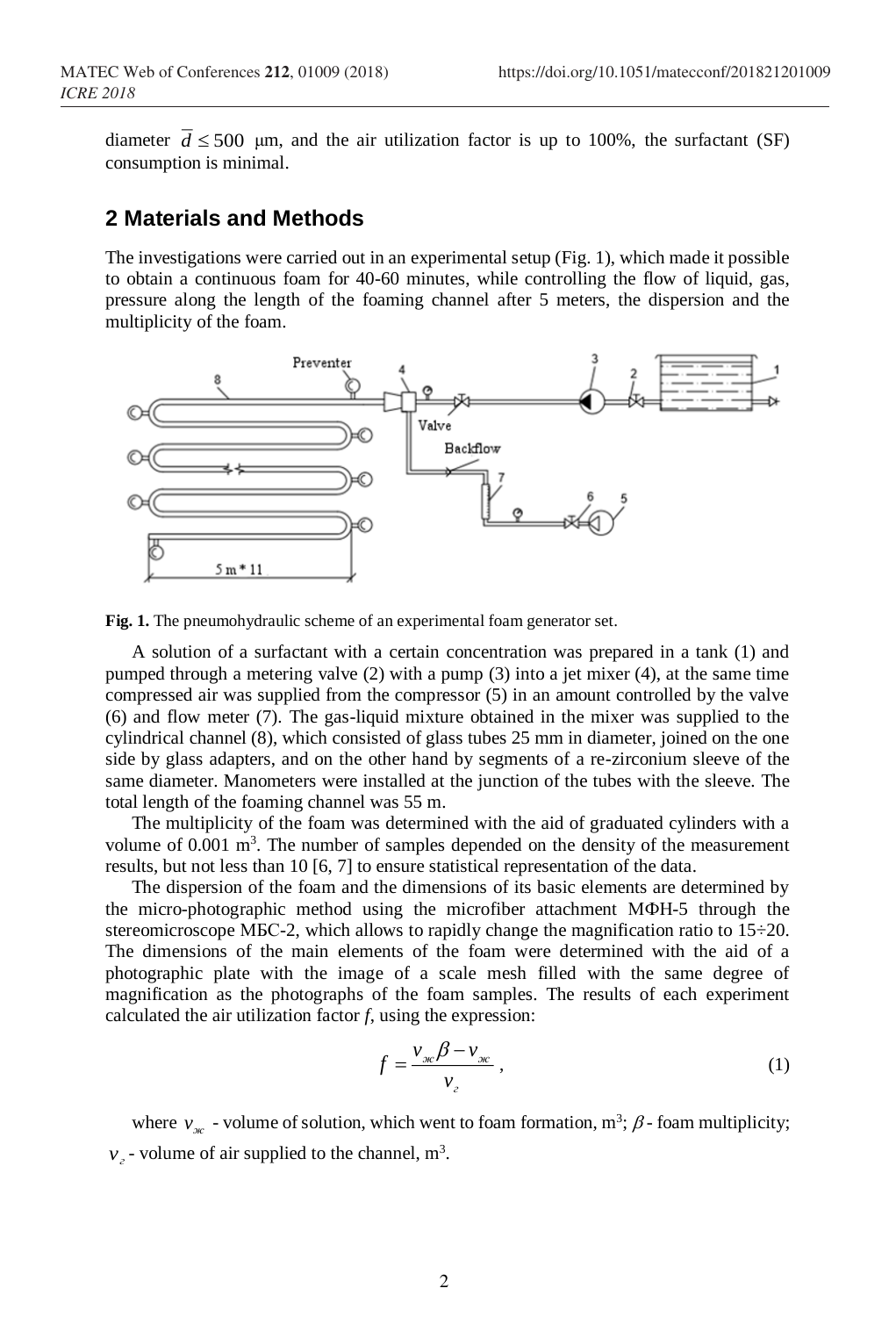diameter $\bar{d} \leq 500$ μm, and the air utilization factor is up to 100%, the surfactant (SF) consumption is minimal.

## 2 Materials and Methods

The investigations were carried out in an experimental setup (Fig. 1), which made it possible to obtain a continuous foam for 40-60 minutes, while controlling the flow of liquid, gas, pressure along the length of the foaming channel after 5 meters, the dispersion and the multiplicity of the foam.

**Fig. 1.** The pneumohydraulic scheme of an experimental foam generator set.

A solution of a surfactant with a certain concentration was prepared in a tank (1) and pumped through a metering valve (2) with a pump (3) into a jet mixer (4), at the same time compressed air was supplied from the compressor (5) in an amount controlled by the valve (6) and flow meter (7). The gas-liquid mixture obtained in the mixer was supplied to the cylindrical channel (8), which consisted of glass tubes 25 mm in diameter, joined on the one side by glass adapters, and on the other hand by segments of a re-zirconium sleeve of the same diameter. Manometers were installed at the junction of the tubes with the sleeve. The total length of the foaming channel was 55 m.

The multiplicity of the foam was determined with the aid of graduated cylinders with a volume of 0.001 $m^3$. The number of samples depended on the density of the measurement results, but not less than 10 [6, 7] to ensure statistical representation of the data.

The dispersion of the foam and the dimensions of its basic elements are determined by the micro-photographic method using the microfiber attachment МФН-5 through the stereomicroscope МБС-2, which allows to rapidly change the magnification ratio to 15÷20. The dimensions of the main elements of the foam were determined with the aid of a photographic plate with the image of a scale mesh filled with the same degree of magnification as the photographs of the foam samples. The results of each experiment calculated the air utilization factor *f*, using the expression:

$$f = \frac{v_{ж}\beta - v_{ж}}{v_{г}}, \tag{1}$$

where $v_{ж}$ - volume of solution, which went to foam formation, $m^3$; $\beta$ - foam multiplicity; $v_{г}$ - volume of air supplied to the channel, $m^3$.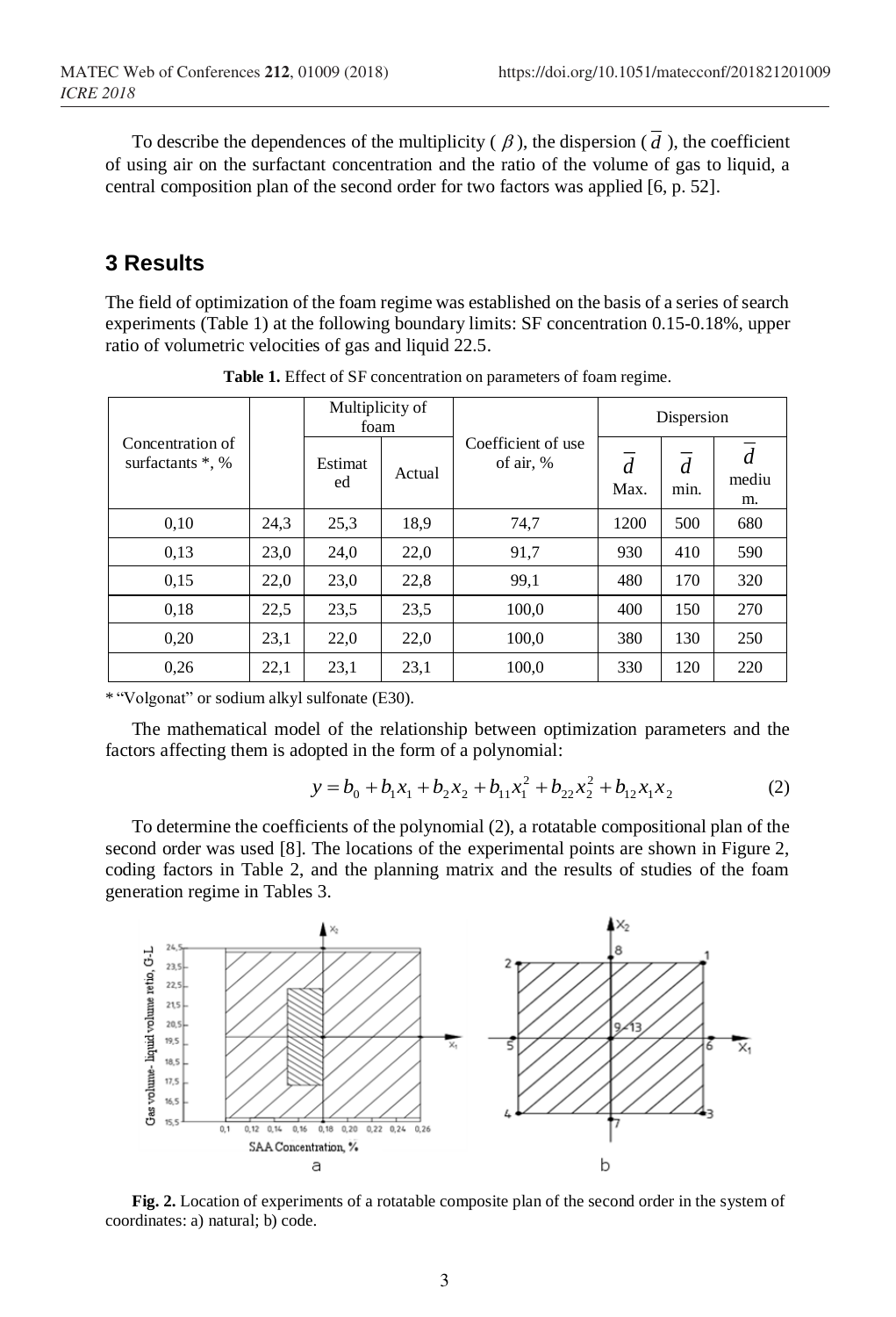To describe the dependences of the multiplicity ($\beta$), the dispersion ($\overline{d}$), the coefficient of using air on the surfactant concentration and the ratio of the volume of gas to liquid, a central composition plan of the second order for two factors was applied [6, p. 52].

## 3 Results

The field of optimization of the foam regime was established on the basis of a series of search experiments (Table 1) at the following boundary limits: SF concentration 0.15-0.18%, upper ratio of volumetric velocities of gas and liquid 22.5.

**Table 1.** Effect of SF concentration on parameters of foam regime.

| Concentration of surfactants *, % | | Multiplicity of foam | | Coefficient of use of air, % | Dispersion | | |
|---|---|---|---|---|---|---|---|
| | | Estimated | Actual | | $\overline{d}$ Max. | $\overline{d}$ min. | $\overline{d}$ medium. |
| 0,10 | 24,3 | 25,3 | 18,9 | 74,7 | 1200 | 500 | 680 |
| 0,13 | 23,0 | 24,0 | 22,0 | 91,7 | 930 | 410 | 590 |
| 0,15 | 22,0 | 23,0 | 22,8 | 99,1 | 480 | 170 | 320 |
| 0,18 | 22,5 | 23,5 | 23,5 | 100,0 | 400 | 150 | 270 |
| 0,20 | 23,1 | 22,0 | 22,0 | 100,0 | 380 | 130 | 250 |
| 0,26 | 22,1 | 23,1 | 23,1 | 100,0 | 330 | 120 | 220 |

* "Volgonat" or sodium alkyl sulfonate (E30).

The mathematical model of the relationship between optimization parameters and the factors affecting them is adopted in the form of a polynomial:

$$y = b_0 + b_1 x_1 + b_2 x_2 + b_{11} x_1^2 + b_{22} x_2^2 + b_{12} x_1 x_2 \qquad (2)$$

To determine the coefficients of the polynomial (2), a rotatable compositional plan of the second order was used [8]. The locations of the experimental points are shown in Figure 2, coding factors in Table 2, and the planning matrix and the results of studies of the foam generation regime in Tables 3.

**Fig. 2.** Location of experiments of a rotatable composite plan of the second order in the system of coordinates: a) natural; b) code.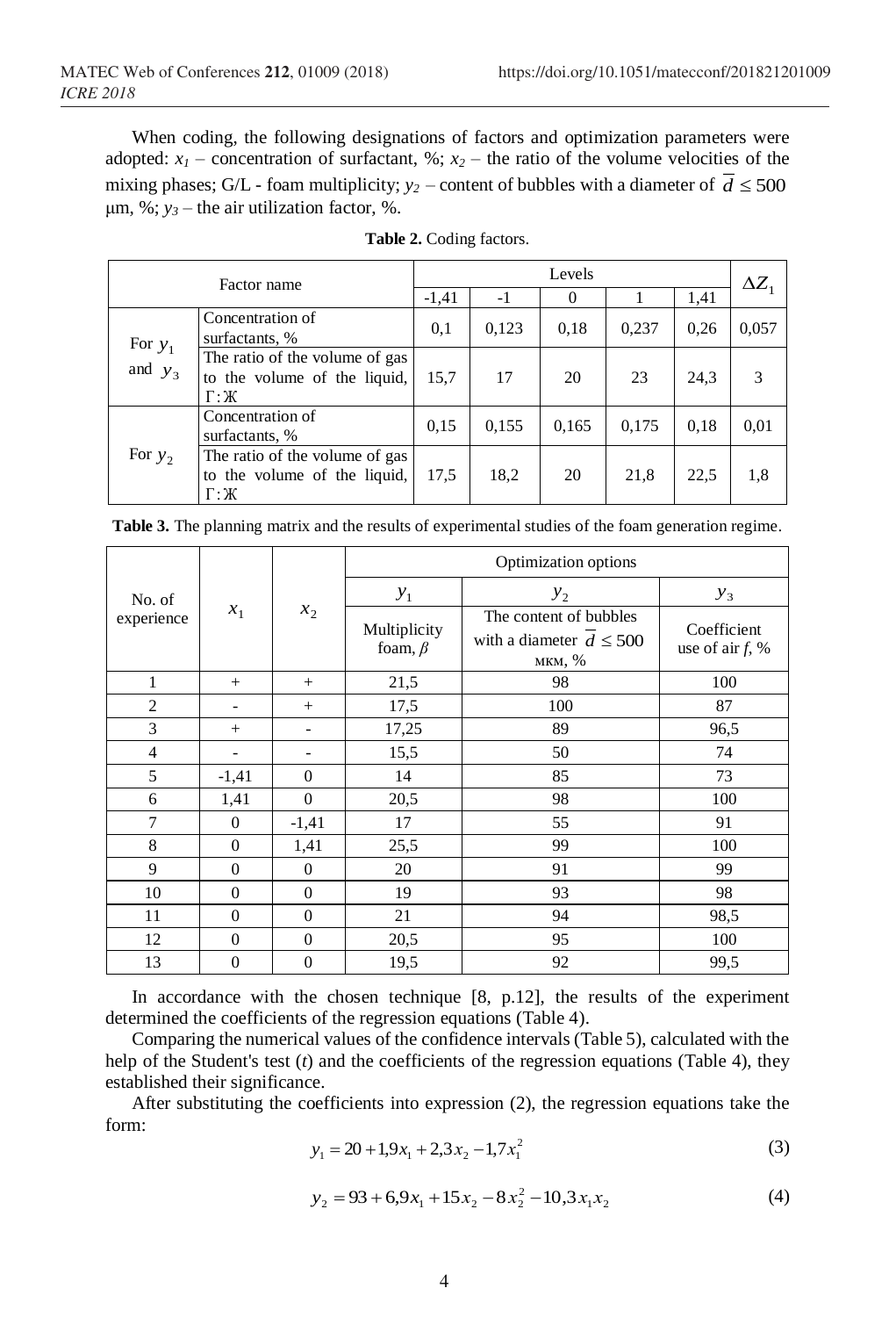When coding, the following designations of factors and optimization parameters were adopted: $x_1$ – concentration of surfactant, %; $x_2$ – the ratio of the volume velocities of the mixing phases; G/L - foam multiplicity; $y_2$ – content of bubbles with a diameter of $\overline{d} \leq 500$ μm, %; $y_3$ – the air utilization factor, %.

**Table 2.** Coding factors.

| Factor name | | Levels | | | | | $\Delta Z_1$ |
|---|---|---|---|---|---|---|---|
| | | -1,41 | -1 | 0 | 1 | 1,41 | |
| For $y_1$ and $y_3$ | Concentration of surfactants, % | 0,1 | 0,123 | 0,18 | 0,237 | 0,26 | 0,057 |
| | The ratio of the volume of gas to the volume of the liquid, Г:Ж | 15,7 | 17 | 20 | 23 | 24,3 | 3 |
| For $y_2$ | Concentration of surfactants, % | 0,15 | 0,155 | 0,165 | 0,175 | 0,18 | 0,01 |
| | The ratio of the volume of gas to the volume of the liquid, Г:Ж | 17,5 | 18,2 | 20 | 21,8 | 22,5 | 1,8 |

**Table 3.** The planning matrix and the results of experimental studies of the foam generation regime.

| No. of experience | $x_1$ | $x_2$ | Optimization options | | |
|---|---|---|---|---|---|
| | | | $y_1$ | $y_2$ | $y_3$ |
| | | | Multiplicity foam, $\beta$ | The content of bubbles with a diameter $\overline{d} \leq 500$ мкм, % | Coefficient use of air *f*, % |
| 1 | + | + | 21,5 | 98 | 100 |
| 2 | - | + | 17,5 | 100 | 87 |
| 3 | + | - | 17,25 | 89 | 96,5 |
| 4 | - | - | 15,5 | 50 | 74 |
| 5 | -1,41 | 0 | 14 | 85 | 73 |
| 6 | 1,41 | 0 | 20,5 | 98 | 100 |
| 7 | 0 | -1,41 | 17 | 55 | 91 |
| 8 | 0 | 1,41 | 25,5 | 99 | 100 |
| 9 | 0 | 0 | 20 | 91 | 99 |
| 10 | 0 | 0 | 19 | 93 | 98 |
| 11 | 0 | 0 | 21 | 94 | 98,5 |
| 12 | 0 | 0 | 20,5 | 95 | 100 |
| 13 | 0 | 0 | 19,5 | 92 | 99,5 |

In accordance with the chosen technique [8, p.12], the results of the experiment determined the coefficients of the regression equations (Table 4).

Comparing the numerical values of the confidence intervals (Table 5), calculated with the help of the Student's test ($t$) and the coefficients of the regression equations (Table 4), they established their significance.

After substituting the coefficients into expression (2), the regression equations take the form:

$$y_1 = 20 + 1{,}9x_1 + 2{,}3x_2 - 1{,}7x_1^2 \tag{3}$$

$$y_2 = 93 + 6{,}9x_1 + 15x_2 - 8x_2^2 - 10{,}3x_1x_2 \tag{4}$$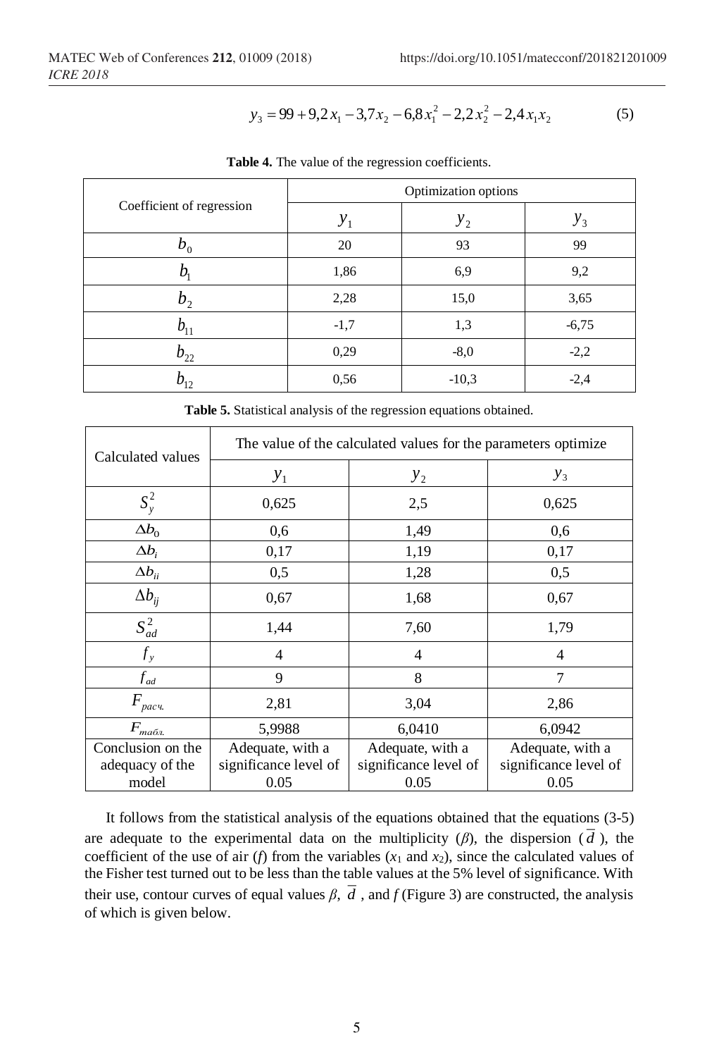$$y_3 = 99 + 9{,}2x_1 - 3{,}7x_2 - 6{,}8x_1^2 - 2{,}2x_2^2 - 2{,}4x_1x_2 \quad (5)$$

**Table 4.** The value of the regression coefficients.

| Coefficient of regression | Optimization options | | |
|---|---|---|---|
| | $y_1$ | $y_2$ | $y_3$ |
| $b_0$ | 20 | 93 | 99 |
| $b_1$ | 1,86 | 6,9 | 9,2 |
| $b_2$ | 2,28 | 15,0 | 3,65 |
| $b_{11}$ | -1,7 | 1,3 | -6,75 |
| $b_{22}$ | 0,29 | -8,0 | -2,2 |
| $b_{12}$ | 0,56 | -10,3 | -2,4 |

**Table 5.** Statistical analysis of the regression equations obtained.

| Calculated values | The value of the calculated values for the parameters optimize | | |
|---|---|---|---|
| | $y_1$ | $y_2$ | $y_3$ |
| $S_y^2$ | 0,625 | 2,5 | 0,625 |
| $\Delta b_0$ | 0,6 | 1,49 | 0,6 |
| $\Delta b_i$ | 0,17 | 1,19 | 0,17 |
| $\Delta b_{ii}$ | 0,5 | 1,28 | 0,5 |
| $\Delta b_{ij}$ | 0,67 | 1,68 | 0,67 |
| $S_{ad}^2$ | 1,44 | 7,60 | 1,79 |
| $f_y$ | 4 | 4 | 4 |
| $f_{ad}$ | 9 | 8 | 7 |
| $F_{расч.}$ | 2,81 | 3,04 | 2,86 |
| $F_{табл.}$ | 5,9988 | 6,0410 | 6,0942 |
| Conclusion on the adequacy of the model | Adequate, with a significance level of 0.05 | Adequate, with a significance level of 0.05 | Adequate, with a significance level of 0.05 |

It follows from the statistical analysis of the equations obtained that the equations (3-5) are adequate to the experimental data on the multiplicity ($\beta$), the dispersion ($\overline{d}$), the coefficient of the use of air ($f$) from the variables ($x_1$ and $x_2$), since the calculated values of the Fisher test turned out to be less than the table values at the 5% level of significance. With their use, contour curves of equal values $\beta$, $\overline{d}$ , and $f$ (Figure 3) are constructed, the analysis of which is given below.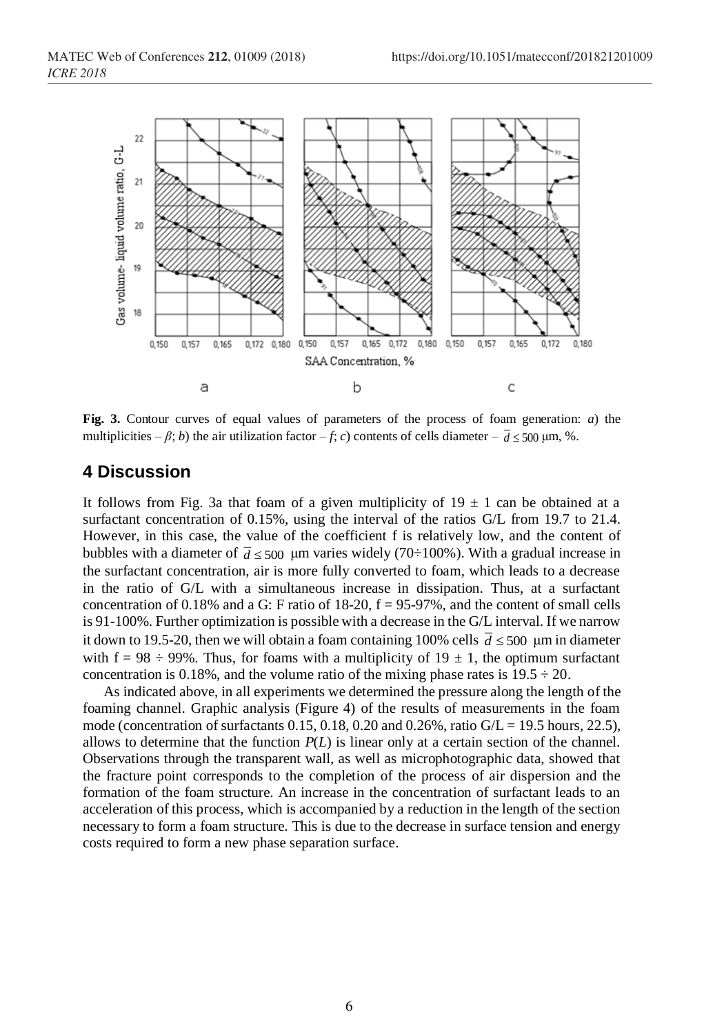**Fig. 3.** Contour curves of equal values of parameters of the process of foam generation: *a*) the multiplicities – $\beta$; *b*) the air utilization factor – *f*; *c*) contents of cells diameter – $\bar{d} \leq 500$ μm, %.

## 4 Discussion

It follows from Fig. 3a that foam of a given multiplicity of 19 ± 1 can be obtained at a surfactant concentration of 0.15%, using the interval of the ratios G/L from 19.7 to 21.4. However, in this case, the value of the coefficient f is relatively low, and the content of bubbles with a diameter of $\bar{d} \leq 500$ μm varies widely (70÷100%). With a gradual increase in the surfactant concentration, air is more fully converted to foam, which leads to a decrease in the ratio of G/L with a simultaneous increase in dissipation. Thus, at a surfactant concentration of 0.18% and a G: F ratio of 18-20, f = 95-97%, and the content of small cells is 91-100%. Further optimization is possible with a decrease in the G/L interval. If we narrow it down to 19.5-20, then we will obtain a foam containing 100% cells $\bar{d} \leq 500$ μm in diameter with f = 98 ÷ 99%. Thus, for foams with a multiplicity of 19 ± 1, the optimum surfactant concentration is 0.18%, and the volume ratio of the mixing phase rates is 19.5 ÷ 20.

As indicated above, in all experiments we determined the pressure along the length of the foaming channel. Graphic analysis (Figure 4) of the results of measurements in the foam mode (concentration of surfactants 0.15, 0.18, 0.20 and 0.26%, ratio G/L = 19.5 hours, 22.5), allows to determine that the function *P*(*L*) is linear only at a certain section of the channel. Observations through the transparent wall, as well as microphotographic data, showed that the fracture point corresponds to the completion of the process of air dispersion and the formation of the foam structure. An increase in the concentration of surfactant leads to an acceleration of this process, which is accompanied by a reduction in the length of the section necessary to form a foam structure. This is due to the decrease in surface tension and energy costs required to form a new phase separation surface.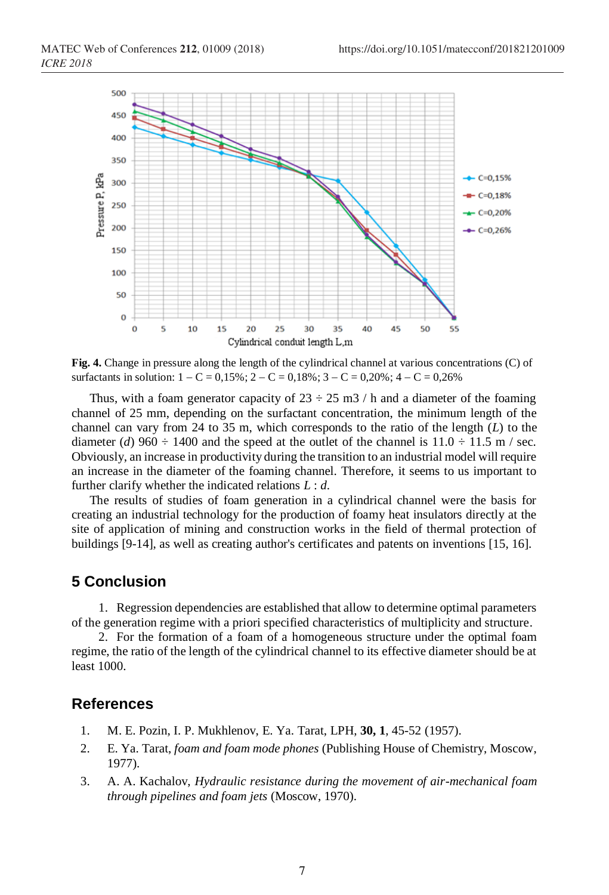**Fig. 4.** Change in pressure along the length of the cylindrical channel at various concentrations (C) of surfactants in solution: 1 – C = 0,15%; 2 – C = 0,18%; 3 – C = 0,20%; 4 – C = 0,26%

Thus, with a foam generator capacity of 23 ÷ 25 m3 / h and a diameter of the foaming channel of 25 mm, depending on the surfactant concentration, the minimum length of the channel can vary from 24 to 35 m, which corresponds to the ratio of the length (*L*) to the diameter (*d*) 960 ÷ 1400 and the speed at the outlet of the channel is 11.0 ÷ 11.5 m / sec. Obviously, an increase in productivity during the transition to an industrial model will require an increase in the diameter of the foaming channel. Therefore, it seems to us important to further clarify whether the indicated relations *L* : *d*.

The results of studies of foam generation in a cylindrical channel were the basis for creating an industrial technology for the production of foamy heat insulators directly at the site of application of mining and construction works in the field of thermal protection of buildings [9-14], as well as creating author's certificates and patents on inventions [15, 16].

## 5 Conclusion

1. Regression dependencies are established that allow to determine optimal parameters of the generation regime with a priori specified characteristics of multiplicity and structure.
2. For the formation of a foam of a homogeneous structure under the optimal foam regime, the ratio of the length of the cylindrical channel to its effective diameter should be at least 1000.

## References

1. M. E. Pozin, I. P. Mukhlenov, E. Ya. Tarat, LPH, **30, 1**, 45-52 (1957).
2. E. Ya. Tarat, *foam and foam mode phones* (Publishing House of Chemistry, Moscow, 1977).
3. A. A. Kachalov, *Hydraulic resistance during the movement of air-mechanical foam through pipelines and foam jets* (Moscow, 1970).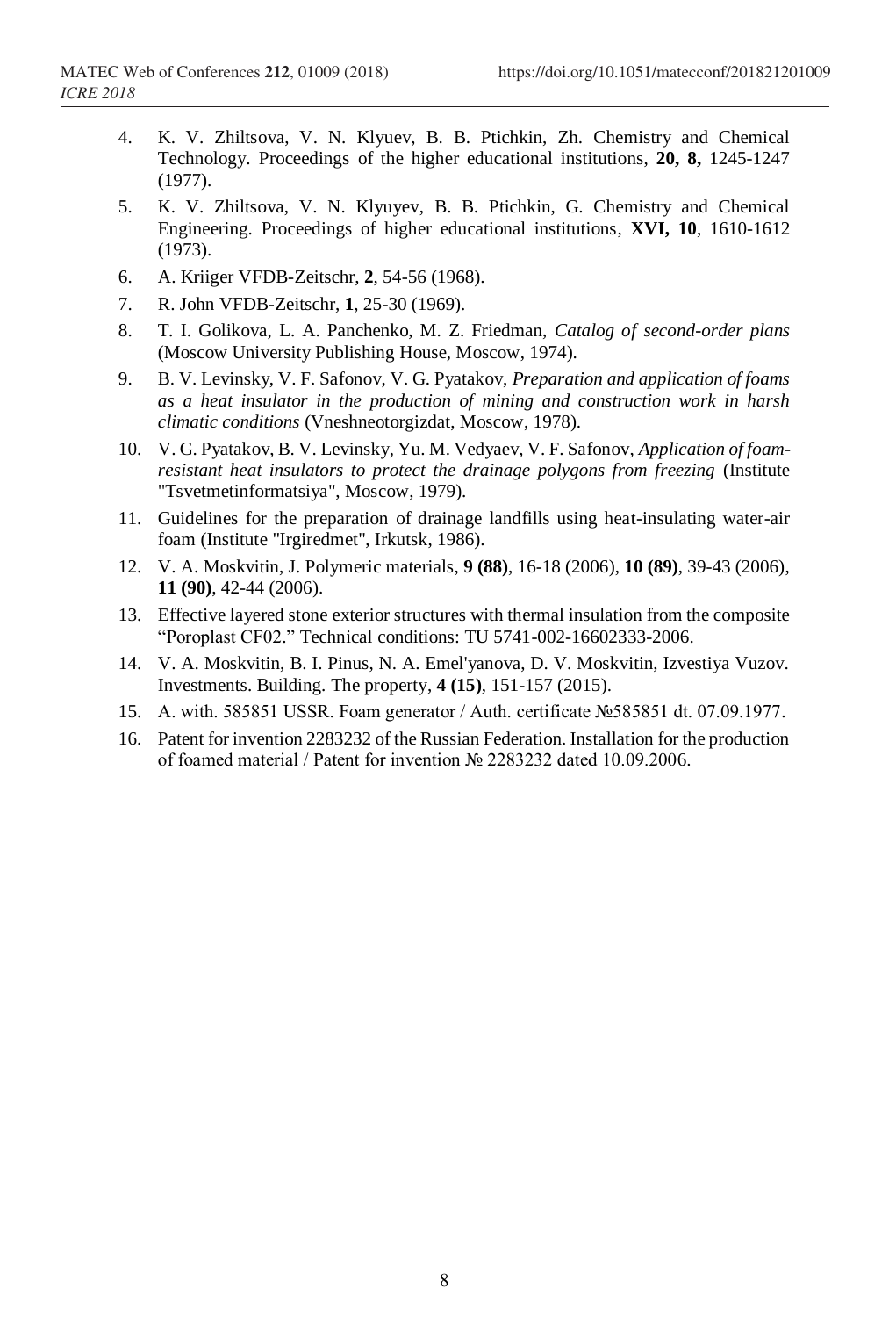4. K. V. Zhiltsova, V. N. Klyuev, B. B. Ptichkin, Zh. Chemistry and Chemical Technology. Proceedings of the higher educational institutions, **20, 8,** 1245-1247 (1977).
5. K. V. Zhiltsova, V. N. Klyuyev, B. B. Ptichkin, G. Chemistry and Chemical Engineering. Proceedings of higher educational institutions, **XVI, 10**, 1610-1612 (1973).
6. A. Kriiger VFDB-Zeitschr, **2**, 54-56 (1968).
7. R. John VFDB-Zeitschr, **1**, 25-30 (1969).
8. T. I. Golikova, L. A. Panchenko, M. Z. Friedman, *Catalog of second-order plans* (Moscow University Publishing House, Moscow, 1974).
9. B. V. Levinsky, V. F. Safonov, V. G. Pyatakov, *Preparation and application of foams as a heat insulator in the production of mining and construction work in harsh climatic conditions* (Vneshneotorgizdat, Moscow, 1978).
10. V. G. Pyatakov, B. V. Levinsky, Yu. M. Vedyaev, V. F. Safonov, *Application of foam-resistant heat insulators to protect the drainage polygons from freezing* (Institute "Tsvetmetinformatsiya", Moscow, 1979).
11. Guidelines for the preparation of drainage landfills using heat-insulating water-air foam (Institute "Irgiredmet", Irkutsk, 1986).
12. V. A. Moskvitin, J. Polymeric materials, **9 (88)**, 16-18 (2006), **10 (89)**, 39-43 (2006), **11 (90)**, 42-44 (2006).
13. Effective layered stone exterior structures with thermal insulation from the composite "Poroplast CF02." Technical conditions: TU 5741-002-16602333-2006.
14. V. A. Moskvitin, B. I. Pinus, N. A. Emel'yanova, D. V. Moskvitin, Izvestiya Vuzov. Investments. Building. The property, **4 (15)**, 151-157 (2015).
15. A. with. 585851 USSR. Foam generator / Auth. certificate №585851 dt. 07.09.1977.
16. Patent for invention 2283232 of the Russian Federation. Installation for the production of foamed material / Patent for invention № 2283232 dated 10.09.2006.